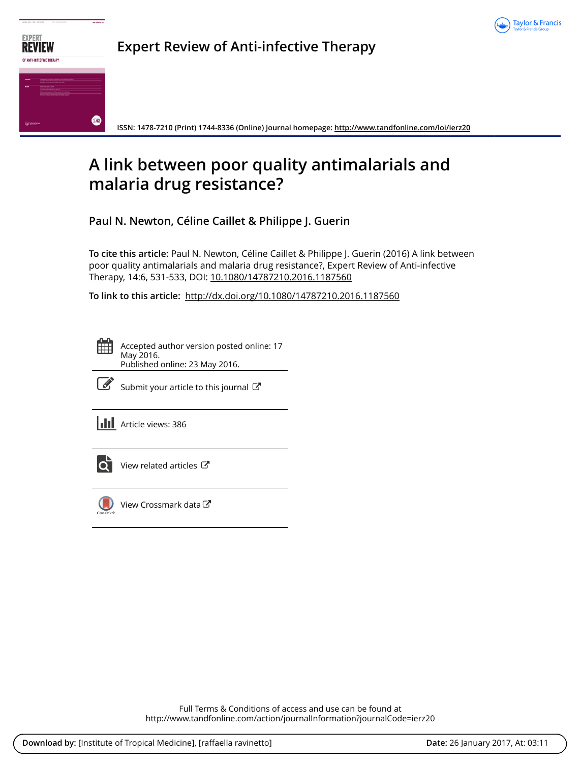# Expert Review of Anti-infective Therapy

ISSN: 1478-7210 (Print) 1744-8336 (Online) Journal homepage: http://www.tandfonline.com/loi/ierz20

# A link between poor quality antimalarials and malaria drug resistance?

**Paul N. Newton, Céline Caillet & Philippe J. Guerin**

**To cite this article:** Paul N. Newton, Céline Caillet & Philippe J. Guerin (2016) A link between poor quality antimalarials and malaria drug resistance?, Expert Review of Anti-infective Therapy, 14:6, 531-533, DOI: 10.1080/14787210.2016.1187560

**To link to this article:** http://dx.doi.org/10.1080/14787210.2016.1187560

Accepted author version posted online: 17 May 2016.
Published online: 23 May 2016.

Submit your article to this journal

Article views: 386

View related articles

View Crossmark data

Full Terms & Conditions of access and use can be found at
http://www.tandfonline.com/action/journalInformation?journalCode=ierz20

**Download by:** [Institute of Tropical Medicine], [raffaella ravinetto] **Date:** 26 January 2017, At: 03:11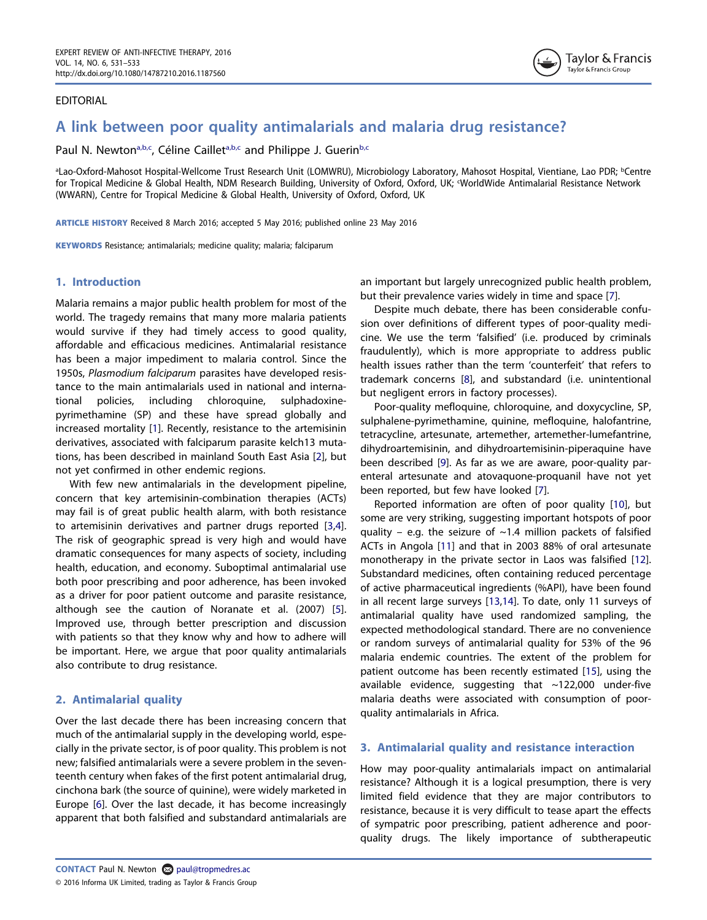EDITORIAL

# A link between poor quality antimalarials and malaria drug resistance?

Paul N. Newton[a,b,c], Céline Caillet[a,b,c] and Philippe J. Guerin[b,c]

[a]Lao-Oxford-Mahosot Hospital-Wellcome Trust Research Unit (LOMWRU), Microbiology Laboratory, Mahosot Hospital, Vientiane, Lao PDR; [b]Centre for Tropical Medicine & Global Health, NDM Research Building, University of Oxford, Oxford, UK; [c]WorldWide Antimalarial Resistance Network (WWARN), Centre for Tropical Medicine & Global Health, University of Oxford, Oxford, UK

**ARTICLE HISTORY** Received 8 March 2016; accepted 5 May 2016; published online 23 May 2016

**KEYWORDS** Resistance; antimalarials; medicine quality; malaria; falciparum

## 1. Introduction

Malaria remains a major public health problem for most of the world. The tragedy remains that many more malaria patients would survive if they had timely access to good quality, affordable and efficacious medicines. Antimalarial resistance has been a major impediment to malaria control. Since the 1950s, *Plasmodium falciparum* parasites have developed resistance to the main antimalarials used in national and international policies, including chloroquine, sulphadoxine-pyrimethamine (SP) and these have spread globally and increased mortality [1]. Recently, resistance to the artemisinin derivatives, associated with falciparum parasite kelch13 mutations, has been described in mainland South East Asia [2], but not yet confirmed in other endemic regions.

With few new antimalarials in the development pipeline, concern that key artemisinin-combination therapies (ACTs) may fail is of great public health alarm, with both resistance to artemisinin derivatives and partner drugs reported [3,4]. The risk of geographic spread is very high and would have dramatic consequences for many aspects of society, including health, education, and economy. Suboptimal antimalarial use both poor prescribing and poor adherence, has been invoked as a driver for poor patient outcome and parasite resistance, although see the caution of Noranate et al. (2007) [5]. Improved use, through better prescription and discussion with patients so that they know why and how to adhere will be important. Here, we argue that poor quality antimalarials also contribute to drug resistance.

## 2. Antimalarial quality

Over the last decade there has been increasing concern that much of the antimalarial supply in the developing world, especially in the private sector, is of poor quality. This problem is not new; falsified antimalarials were a severe problem in the seventeenth century when fakes of the first potent antimalarial drug, cinchona bark (the source of quinine), were widely marketed in Europe [6]. Over the last decade, it has become increasingly apparent that both falsified and substandard antimalarials are an important but largely unrecognized public health problem, but their prevalence varies widely in time and space [7].

Despite much debate, there has been considerable confusion over definitions of different types of poor-quality medicine. We use the term 'falsified' (i.e. produced by criminals fraudulently), which is more appropriate to address public health issues rather than the term 'counterfeit' that refers to trademark concerns [8], and substandard (i.e. unintentional but negligent errors in factory processes).

Poor-quality mefloquine, chloroquine, and doxycycline, SP, sulphalene-pyrimethamine, quinine, mefloquine, halofantrine, tetracycline, artesunate, artemether, artemether-lumefantrine, dihydroartemisinin, and dihydroartemisinin-piperaquine have been described [9]. As far as we are aware, poor-quality parenteral artesunate and atovaquone-proquanil have not yet been reported, but few have looked [7].

Reported information are often of poor quality [10], but some are very striking, suggesting important hotspots of poor quality – e.g. the seizure of ~1.4 million packets of falsified ACTs in Angola [11] and that in 2003 88% of oral artesunate monotherapy in the private sector in Laos was falsified [12]. Substandard medicines, often containing reduced percentage of active pharmaceutical ingredients (%API), have been found in all recent large surveys [13,14]. To date, only 11 surveys of antimalarial quality have used randomized sampling, the expected methodological standard. There are no convenience or random surveys of antimalarial quality for 53% of the 96 malaria endemic countries. The extent of the problem for patient outcome has been recently estimated [15], using the available evidence, suggesting that ~122,000 under-five malaria deaths were associated with consumption of poor-quality antimalarials in Africa.

## 3. Antimalarial quality and resistance interaction

How may poor-quality antimalarials impact on antimalarial resistance? Although it is a logical presumption, there is very limited field evidence that they are major contributors to resistance, because it is very difficult to tease apart the effects of sympatric poor prescribing, patient adherence and poor-quality drugs. The likely importance of subtherapeutic

**CONTACT** Paul N. Newton paul@tropmedres.ac

© 2016 Informa UK Limited, trading as Taylor & Francis Group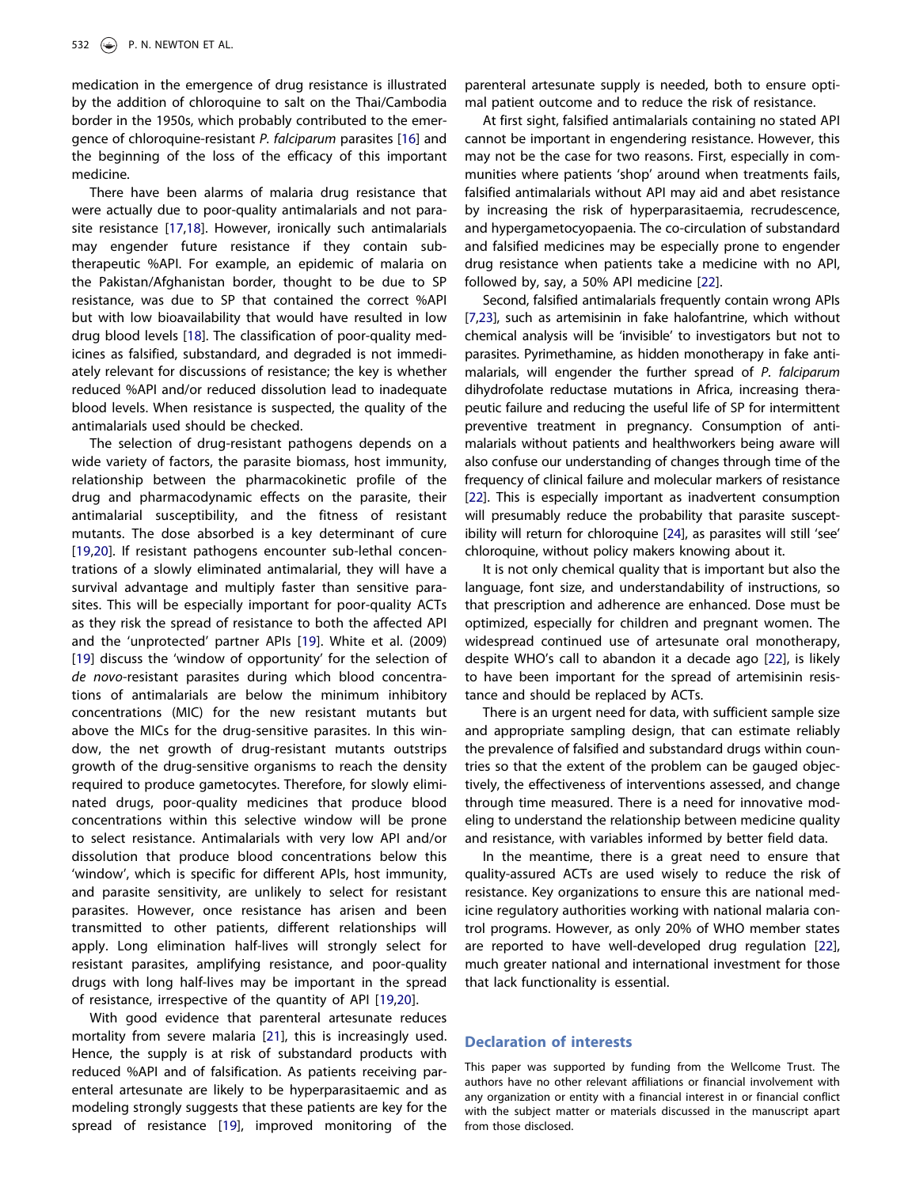medication in the emergence of drug resistance is illustrated by the addition of chloroquine to salt on the Thai/Cambodia border in the 1950s, which probably contributed to the emergence of chloroquine-resistant *P. falciparum* parasites [16] and the beginning of the loss of the efficacy of this important medicine.

There have been alarms of malaria drug resistance that were actually due to poor-quality antimalarials and not parasite resistance [17,18]. However, ironically such antimalarials may engender future resistance if they contain sub-therapeutic %API. For example, an epidemic of malaria on the Pakistan/Afghanistan border, thought to be due to SP resistance, was due to SP that contained the correct %API but with low bioavailability that would have resulted in low drug blood levels [18]. The classification of poor-quality medicines as falsified, substandard, and degraded is not immediately relevant for discussions of resistance; the key is whether reduced %API and/or reduced dissolution lead to inadequate blood levels. When resistance is suspected, the quality of the antimalarials used should be checked.

The selection of drug-resistant pathogens depends on a wide variety of factors, the parasite biomass, host immunity, relationship between the pharmacokinetic profile of the drug and pharmacodynamic effects on the parasite, their antimalarial susceptibility, and the fitness of resistant mutants. The dose absorbed is a key determinant of cure [19,20]. If resistant pathogens encounter sub-lethal concentrations of a slowly eliminated antimalarial, they will have a survival advantage and multiply faster than sensitive parasites. This will be especially important for poor-quality ACTs as they risk the spread of resistance to both the affected API and the 'unprotected' partner APIs [19]. White et al. (2009) [19] discuss the 'window of opportunity' for the selection of *de novo*-resistant parasites during which blood concentrations of antimalarials are below the minimum inhibitory concentrations (MIC) for the new resistant mutants but above the MICs for the drug-sensitive parasites. In this window, the net growth of drug-resistant mutants outstrips growth of the drug-sensitive organisms to reach the density required to produce gametocytes. Therefore, for slowly eliminated drugs, poor-quality medicines that produce blood concentrations within this selective window will be prone to select resistance. Antimalarials with very low API and/or dissolution that produce blood concentrations below this 'window', which is specific for different APIs, host immunity, and parasite sensitivity, are unlikely to select for resistant parasites. However, once resistance has arisen and been transmitted to other patients, different relationships will apply. Long elimination half-lives will strongly select for resistant parasites, amplifying resistance, and poor-quality drugs with long half-lives may be important in the spread of resistance, irrespective of the quantity of API [19,20].

With good evidence that parenteral artesunate reduces mortality from severe malaria [21], this is increasingly used. Hence, the supply is at risk of substandard products with reduced %API and of falsification. As patients receiving parenteral artesunate are likely to be hyperparasitaemic and as modeling strongly suggests that these patients are key for the spread of resistance [19], improved monitoring of the parenteral artesunate supply is needed, both to ensure optimal patient outcome and to reduce the risk of resistance.

At first sight, falsified antimalarials containing no stated API cannot be important in engendering resistance. However, this may not be the case for two reasons. First, especially in communities where patients 'shop' around when treatments fails, falsified antimalarials without API may aid and abet resistance by increasing the risk of hyperparasitaemia, recrudescence, and hypergametocyopaenia. The co-circulation of substandard and falsified medicines may be especially prone to engender drug resistance when patients take a medicine with no API, followed by, say, a 50% API medicine [22].

Second, falsified antimalarials frequently contain wrong APIs [7,23], such as artemisinin in fake halofantrine, which without chemical analysis will be 'invisible' to investigators but not to parasites. Pyrimethamine, as hidden monotherapy in fake antimalarials, will engender the further spread of *P. falciparum* dihydrofolate reductase mutations in Africa, increasing therapeutic failure and reducing the useful life of SP for intermittent preventive treatment in pregnancy. Consumption of antimalarials without patients and healthworkers being aware will also confuse our understanding of changes through time of the frequency of clinical failure and molecular markers of resistance [22]. This is especially important as inadvertent consumption will presumably reduce the probability that parasite susceptibility will return for chloroquine [24], as parasites will still 'see' chloroquine, without policy makers knowing about it.

It is not only chemical quality that is important but also the language, font size, and understandability of instructions, so that prescription and adherence are enhanced. Dose must be optimized, especially for children and pregnant women. The widespread continued use of artesunate oral monotherapy, despite WHO's call to abandon it a decade ago [22], is likely to have been important for the spread of artemisinin resistance and should be replaced by ACTs.

There is an urgent need for data, with sufficient sample size and appropriate sampling design, that can estimate reliably the prevalence of falsified and substandard drugs within countries so that the extent of the problem can be gauged objectively, the effectiveness of interventions assessed, and change through time measured. There is a need for innovative modeling to understand the relationship between medicine quality and resistance, with variables informed by better field data.

In the meantime, there is a great need to ensure that quality-assured ACTs are used wisely to reduce the risk of resistance. Key organizations to ensure this are national medicine regulatory authorities working with national malaria control programs. However, as only 20% of WHO member states are reported to have well-developed drug regulation [22], much greater national and international investment for those that lack functionality is essential.

## Declaration of interests

This paper was supported by funding from the Wellcome Trust. The authors have no other relevant affiliations or financial involvement with any organization or entity with a financial interest in or financial conflict with the subject matter or materials discussed in the manuscript apart from those disclosed.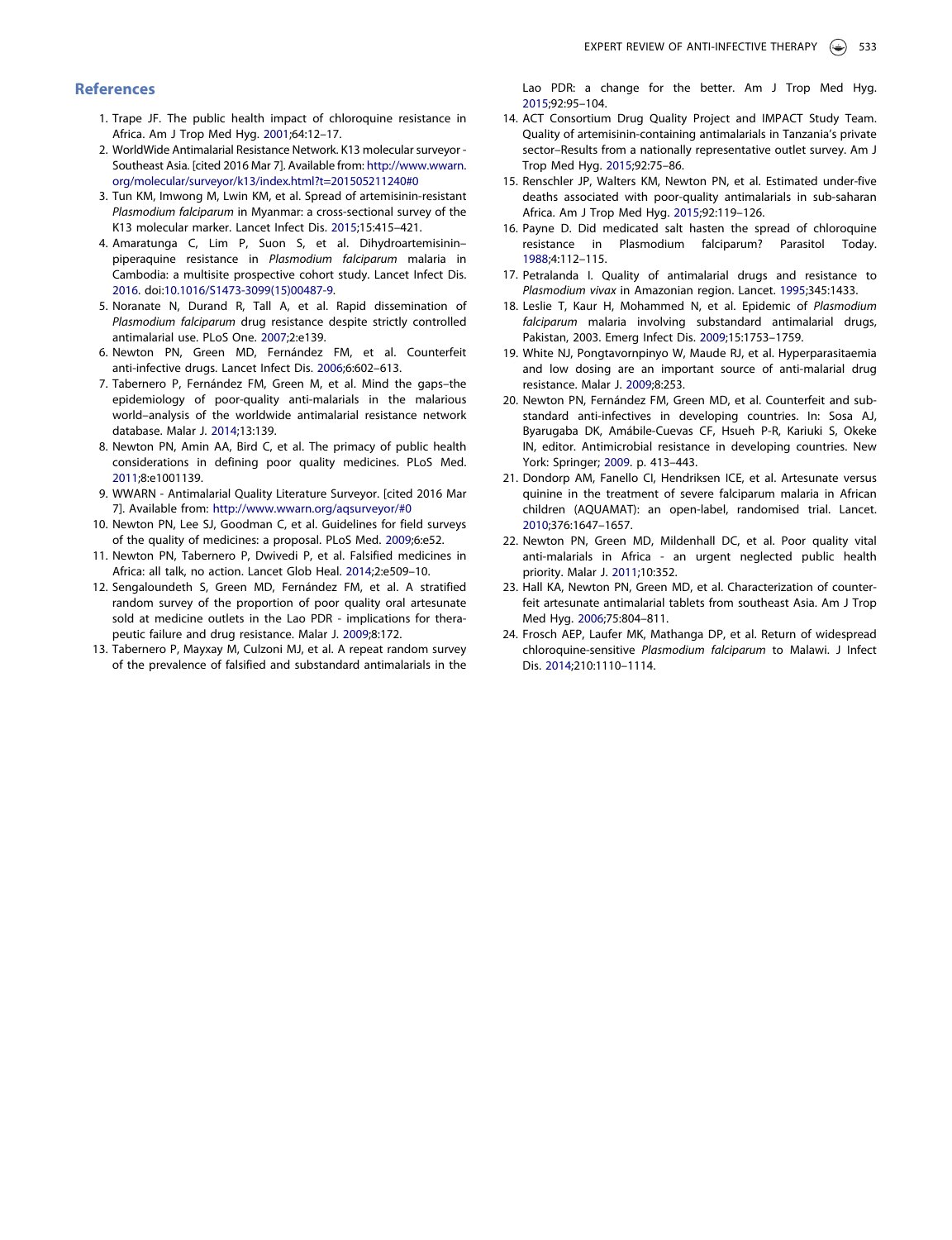## References

1. Trape JF. The public health impact of chloroquine resistance in Africa. Am J Trop Med Hyg. 2001;64:12–17.
2. WorldWide Antimalarial Resistance Network. K13 molecular surveyor - Southeast Asia. [cited 2016 Mar 7]. Available from: http://www.wwarn.org/molecular/surveyor/k13/index.html?t=201505211240#0
3. Tun KM, Imwong M, Lwin KM, et al. Spread of artemisinin-resistant *Plasmodium falciparum* in Myanmar: a cross-sectional survey of the K13 molecular marker. Lancet Infect Dis. 2015;15:415–421.
4. Amaratunga C, Lim P, Suon S, et al. Dihydroartemisinin–piperaquine resistance in *Plasmodium falciparum* malaria in Cambodia: a multisite prospective cohort study. Lancet Infect Dis. 2016. doi:10.1016/S1473-3099(15)00487-9.
5. Noranate N, Durand R, Tall A, et al. Rapid dissemination of *Plasmodium falciparum* drug resistance despite strictly controlled antimalarial use. PLoS One. 2007;2:e139.
6. Newton PN, Green MD, Fernández FM, et al. Counterfeit anti-infective drugs. Lancet Infect Dis. 2006;6:602–613.
7. Tabernero P, Fernández FM, Green M, et al. Mind the gaps–the epidemiology of poor-quality anti-malarials in the malarious world–analysis of the worldwide antimalarial resistance network database. Malar J. 2014;13:139.
8. Newton PN, Amin AA, Bird C, et al. The primacy of public health considerations in defining poor quality medicines. PLoS Med. 2011;8:e1001139.
9. WWARN - Antimalarial Quality Literature Surveyor. [cited 2016 Mar 7]. Available from: http://www.wwarn.org/aqsurveyor/#0
10. Newton PN, Lee SJ, Goodman C, et al. Guidelines for field surveys of the quality of medicines: a proposal. PLoS Med. 2009;6:e52.
11. Newton PN, Tabernero P, Dwivedi P, et al. Falsified medicines in Africa: all talk, no action. Lancet Glob Heal. 2014;2:e509–10.
12. Sengaloundeth S, Green MD, Fernández FM, et al. A stratified random survey of the proportion of poor quality oral artesunate sold at medicine outlets in the Lao PDR - implications for therapeutic failure and drug resistance. Malar J. 2009;8:172.
13. Tabernero P, Mayxay M, Culzoni MJ, et al. A repeat random survey of the prevalence of falsified and substandard antimalarials in the Lao PDR: a change for the better. Am J Trop Med Hyg. 2015;92:95–104.
14. ACT Consortium Drug Quality Project and IMPACT Study Team. Quality of artemisinin-containing antimalarials in Tanzania's private sector–Results from a nationally representative outlet survey. Am J Trop Med Hyg. 2015;92:75–86.
15. Renschler JP, Walters KM, Newton PN, et al. Estimated under-five deaths associated with poor-quality antimalarials in sub-saharan Africa. Am J Trop Med Hyg. 2015;92:119–126.
16. Payne D. Did medicated salt hasten the spread of chloroquine resistance in Plasmodium falciparum? Parasitol Today. 1988;4:112–115.
17. Petralanda I. Quality of antimalarial drugs and resistance to *Plasmodium vivax* in Amazonian region. Lancet. 1995;345:1433.
18. Leslie T, Kaur H, Mohammed N, et al. Epidemic of *Plasmodium falciparum* malaria involving substandard antimalarial drugs, Pakistan, 2003. Emerg Infect Dis. 2009;15:1753–1759.
19. White NJ, Pongtavornpinyo W, Maude RJ, et al. Hyperparasitaemia and low dosing are an important source of anti-malarial drug resistance. Malar J. 2009;8:253.
20. Newton PN, Fernández FM, Green MD, et al. Counterfeit and substandard anti-infectives in developing countries. In: Sosa AJ, Byarugaba DK, Amábile-Cuevas CF, Hsueh P-R, Kariuki S, Okeke IN, editor. Antimicrobial resistance in developing countries. New York: Springer; 2009. p. 413–443.
21. Dondorp AM, Fanello CI, Hendriksen ICE, et al. Artesunate versus quinine in the treatment of severe falciparum malaria in African children (AQUAMAT): an open-label, randomised trial. Lancet. 2010;376:1647–1657.
22. Newton PN, Green MD, Mildenhall DC, et al. Poor quality vital anti-malarials in Africa - an urgent neglected public health priority. Malar J. 2011;10:352.
23. Hall KA, Newton PN, Green MD, et al. Characterization of counterfeit artesunate antimalarial tablets from southeast Asia. Am J Trop Med Hyg. 2006;75:804–811.
24. Frosch AEP, Laufer MK, Mathanga DP, et al. Return of widespread chloroquine-sensitive *Plasmodium falciparum* to Malawi. J Infect Dis. 2014;210:1110–1114.